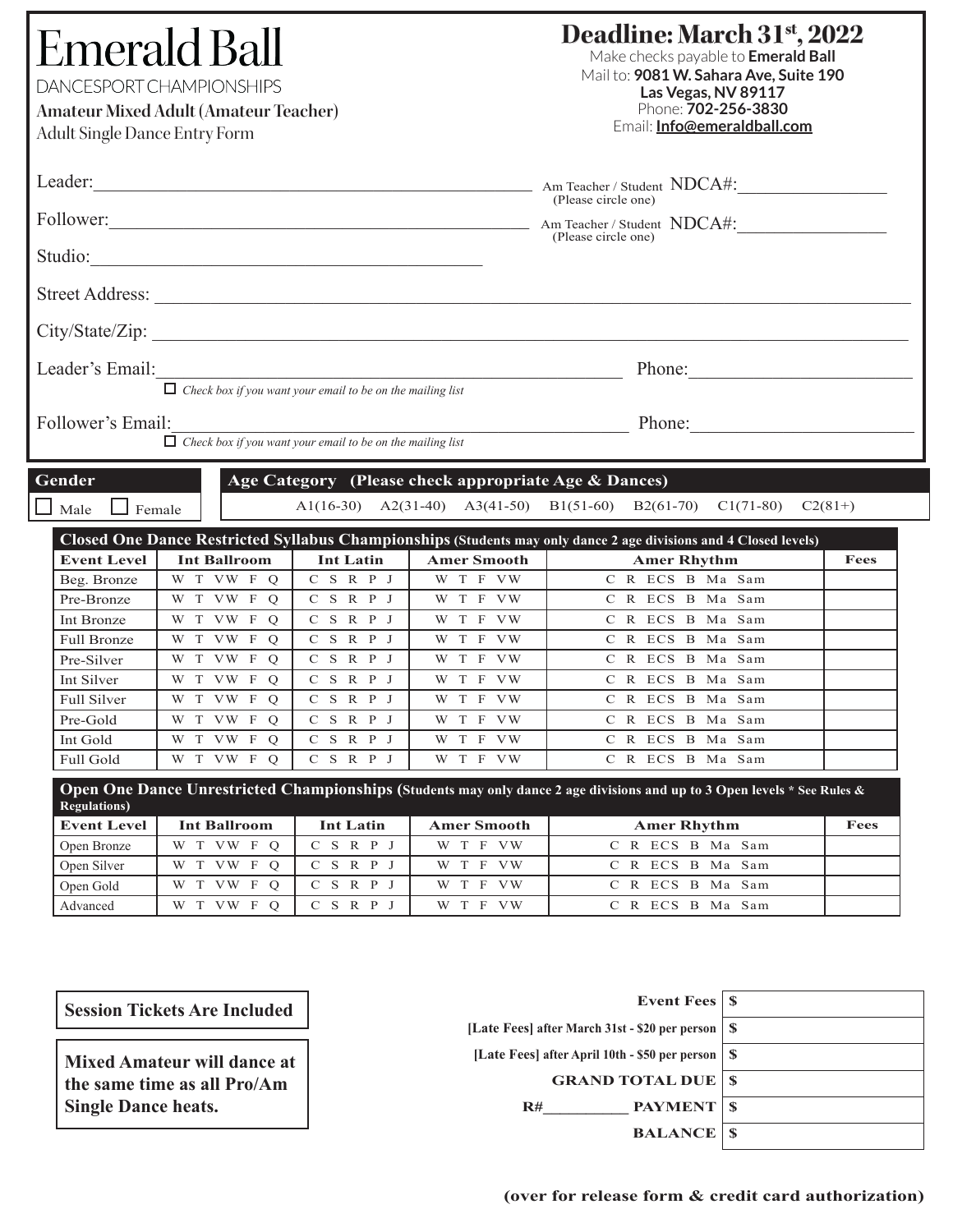# Emerald Ball

DANCESPORT CHAMPIONSHIPS

**Amateur Mixed Adult (Amateur Teacher)**

Adult Single Dance Entry Form

## Deadline: March 31st, 2022

Make checks payable to **Emerald Ball**
Mail to: **9081 W. Sahara Ave, Suite 190 Las Vegas, NV 89117**
Phone: **702-256-3830**
Email: **Info@emeraldball.com**

Leader:__________________________________ Am Teacher / Student (Please circle one) NDCA#:________________

Follower:________________________________ Am Teacher / Student (Please circle one) NDCA#:________________

Studio:__________________________________

Street Address: __________________________________________________________

City/State/Zip: __________________________________________________________

Leader's Email:__________________________________ Phone:____________________

☐ *Check box if you want your email to be on the mailing list*

Follower's Email:________________________________ Phone:____________________

☐ *Check box if you want your email to be on the mailing list*

**Gender**

☐ Male ☐ Female

**Age Category (Please check appropriate Age & Dances)**

A1(16-30) A2(31-40) A3(41-50) B1(51-60) B2(61-70) C1(71-80) C2(81+)

**Closed One Dance Restricted Syllabus Championships (Students may only dance 2 age divisions and 4 Closed levels)**

| Event Level | Int Ballroom | Int Latin | Amer Smooth | Amer Rhythm | Fees |
|---|---|---|---|---|---|
| Beg. Bronze | W T VW F Q | C S R P J | W T F VW | C R ECS B Ma Sam | |
| Pre-Bronze | W T VW F Q | C S R P J | W T F VW | C R ECS B Ma Sam | |
| Int Bronze | W T VW F Q | C S R P J | W T F VW | C R ECS B Ma Sam | |
| Full Bronze | W T VW F Q | C S R P J | W T F VW | C R ECS B Ma Sam | |
| Pre-Silver | W T VW F Q | C S R P J | W T F VW | C R ECS B Ma Sam | |
| Int Silver | W T VW F Q | C S R P J | W T F VW | C R ECS B Ma Sam | |
| Full Silver | W T VW F Q | C S R P J | W T F VW | C R ECS B Ma Sam | |
| Pre-Gold | W T VW F Q | C S R P J | W T F VW | C R ECS B Ma Sam | |
| Int Gold | W T VW F Q | C S R P J | W T F VW | C R ECS B Ma Sam | |
| Full Gold | W T VW F Q | C S R P J | W T F VW | C R ECS B Ma Sam | |

**Open One Dance Unrestricted Championships (Students may only dance 2 age divisions and up to 3 Open levels * See Rules & Regulations)**

| Event Level | Int Ballroom | Int Latin | Amer Smooth | Amer Rhythm | Fees |
|---|---|---|---|---|---|
| Open Bronze | W T VW F Q | C S R P J | W T F VW | C R ECS B Ma Sam | |
| Open Silver | W T VW F Q | C S R P J | W T F VW | C R ECS B Ma Sam | |
| Open Gold | W T VW F Q | C S R P J | W T F VW | C R ECS B Ma Sam | |
| Advanced | W T VW F Q | C S R P J | W T F VW | C R ECS B Ma Sam | |

**Session Tickets Are Included**

**Mixed Amateur will dance at the same time as all Pro/Am Single Dance heats.**

| | |
|---|---|
| **Event Fees** | $ |
| **[Late Fees] after March 31st - $20 per person** | $ |
| **[Late Fees] after April 10th - $50 per person** | $ |
| **GRAND TOTAL DUE** | $ |
| **R#__________ PAYMENT** | $ |
| **BALANCE** | $ |

**(over for release form & credit card authorization)**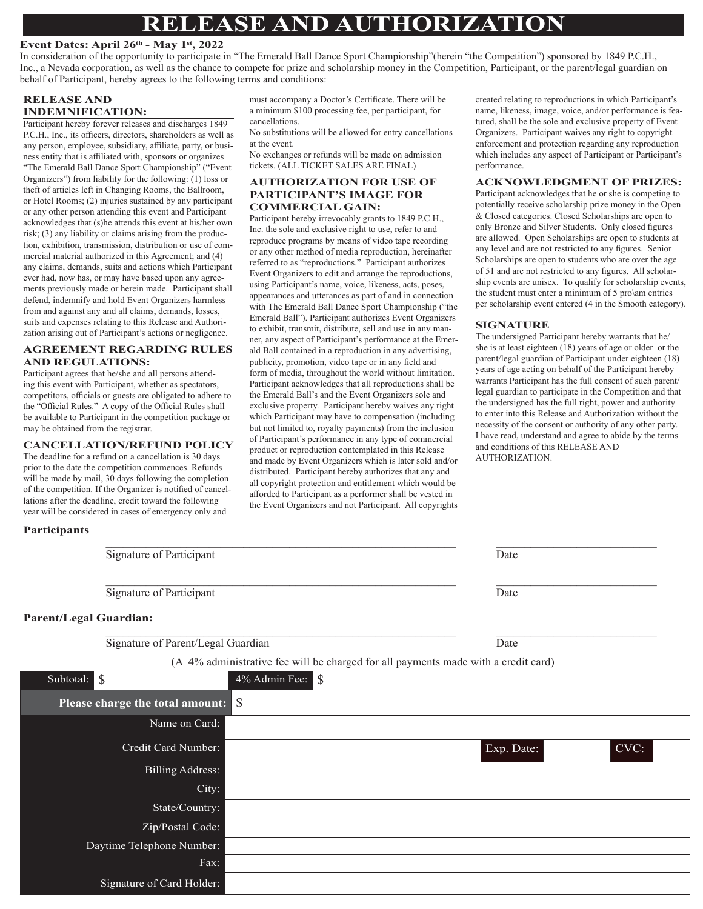# RELEASE AND AUTHORIZATION

**Event Dates: April 26th - May 1st, 2022**

In consideration of the opportunity to participate in "The Emerald Ball Dance Sport Championship"(herein "the Competition") sponsored by 1849 P.C.H., Inc., a Nevada corporation, as well as the chance to compete for prize and scholarship money in the Competition, Participant, or the parent/legal guardian on behalf of Participant, hereby agrees to the following terms and conditions:

## RELEASE AND INDEMNIFICATION:

Participant hereby forever releases and discharges 1849 P.C.H., Inc., its officers, directors, shareholders as well as any person, employee, subsidiary, affiliate, party, or business entity that is affiliated with, sponsors or organizes "The Emerald Ball Dance Sport Championship" ("Event Organizers") from liability for the following: (1) loss or theft of articles left in Changing Rooms, the Ballroom, or Hotel Rooms; (2) injuries sustained by any participant or any other person attending this event and Participant acknowledges that (s)he attends this event at his/her own risk; (3) any liability or claims arising from the production, exhibition, transmission, distribution or use of commercial material authorized in this Agreement; and (4) any claims, demands, suits and actions which Participant ever had, now has, or may have based upon any agreements previously made or herein made. Participant shall defend, indemnify and hold Event Organizers harmless from and against any and all claims, demands, losses, suits and expenses relating to this Release and Authorization arising out of Participant's actions or negligence.

## AGREEMENT REGARDING RULES AND REGULATIONS:

Participant agrees that he/she and all persons attending this event with Participant, whether as spectators, competitors, officials or guests are obligated to adhere to the "Official Rules." A copy of the Official Rules shall be available to Participant in the competition package or may be obtained from the registrar.

## CANCELLATION/REFUND POLICY

The deadline for a refund on a cancellation is 30 days prior to the date the competition commences. Refunds will be made by mail, 30 days following the completion of the competition. If the Organizer is notified of cancellations after the deadline, credit toward the following year will be considered in cases of emergency only and must accompany a Doctor's Certificate. There will be a minimum $100 processing fee, per participant, for cancellations.

No substitutions will be allowed for entry cancellations at the event.

No exchanges or refunds will be made on admission tickets. (ALL TICKET SALES ARE FINAL)

## AUTHORIZATION FOR USE OF PARTICIPANT'S IMAGE FOR COMMERCIAL GAIN:

Participant hereby irrevocably grants to 1849 P.C.H., Inc. the sole and exclusive right to use, refer to and reproduce programs by means of video tape recording or any other method of media reproduction, hereinafter referred to as "reproductions." Participant authorizes Event Organizers to edit and arrange the reproductions, using Participant's name, voice, likeness, acts, poses, appearances and utterances as part of and in connection with The Emerald Ball Dance Sport Championship ("the Emerald Ball"). Participant authorizes Event Organizers to exhibit, transmit, distribute, sell and use in any manner, any aspect of Participant's performance at the Emerald Ball contained in a reproduction in any advertising, publicity, promotion, video tape or in any field and form of media, throughout the world without limitation. Participant acknowledges that all reproductions shall be the Emerald Ball's and the Event Organizers sole and exclusive property. Participant hereby waives any right which Participant may have to compensation (including but not limited to, royalty payments) from the inclusion of Participant's performance in any type of commercial product or reproduction contemplated in this Release and made by Event Organizers which is later sold and/or distributed. Participant hereby authorizes that any and all copyright protection and entitlement which would be afforded to Participant as a performer shall be vested in the Event Organizers and not Participant. All copyrights created relating to reproductions in which Participant's name, likeness, image, voice, and/or performance is featured, shall be the sole and exclusive property of Event Organizers. Participant waives any right to copyright enforcement and protection regarding any reproduction which includes any aspect of Participant or Participant's performance.

## ACKNOWLEDGMENT OF PRIZES:

Participant acknowledges that he or she is competing to potentially receive scholarship prize money in the Open & Closed categories. Closed Scholarships are open to only Bronze and Silver Students. Only closed figures are allowed. Open Scholarships are open to students at any level and are not restricted to any figures. Senior Scholarships are open to students who are over the age of 51 and are not restricted to any figures. All scholarship events are unisex. To qualify for scholarship events, the student must enter a minimum of 5 pro\am entries per scholarship event entered (4 in the Smooth category).

## SIGNATURE

The undersigned Participant hereby warrants that he/she is at least eighteen (18) years of age or older or the parent/legal guardian of Participant under eighteen (18) years of age acting on behalf of the Participant hereby warrants Participant has the full consent of such parent/legal guardian to participate in the Competition and that the undersigned has the full right, power and authority to enter into this Release and Authorization without the necessity of the consent or authority of any other party. I have read, understand and agree to abide by the terms and conditions of this RELEASE AND AUTHORIZATION.

**Participants**

_______________________________________ _______________
Signature of Participant Date

_______________________________________ _______________
Signature of Participant Date

**Parent/Legal Guardian:**

_______________________________________ _______________
Signature of Parent/Legal Guardian Date

(A 4% administrative fee will be charged for all payments made with a credit card)

| | | | | | |
|---|---|---|---|---|---|
| Subtotal: | $ | 4% Admin Fee: | $ | | |
| **Please charge the total amount:** | $ | | | | |
| Name on Card: | | | | | |
| Credit Card Number: | | Exp. Date: | | CVC: | |
| Billing Address: | | | | | |
| City: | | | | | |
| State/Country: | | | | | |
| Zip/Postal Code: | | | | | |
| Daytime Telephone Number: | | | | | |
| Fax: | | | | | |
| Signature of Card Holder: | | | | | |